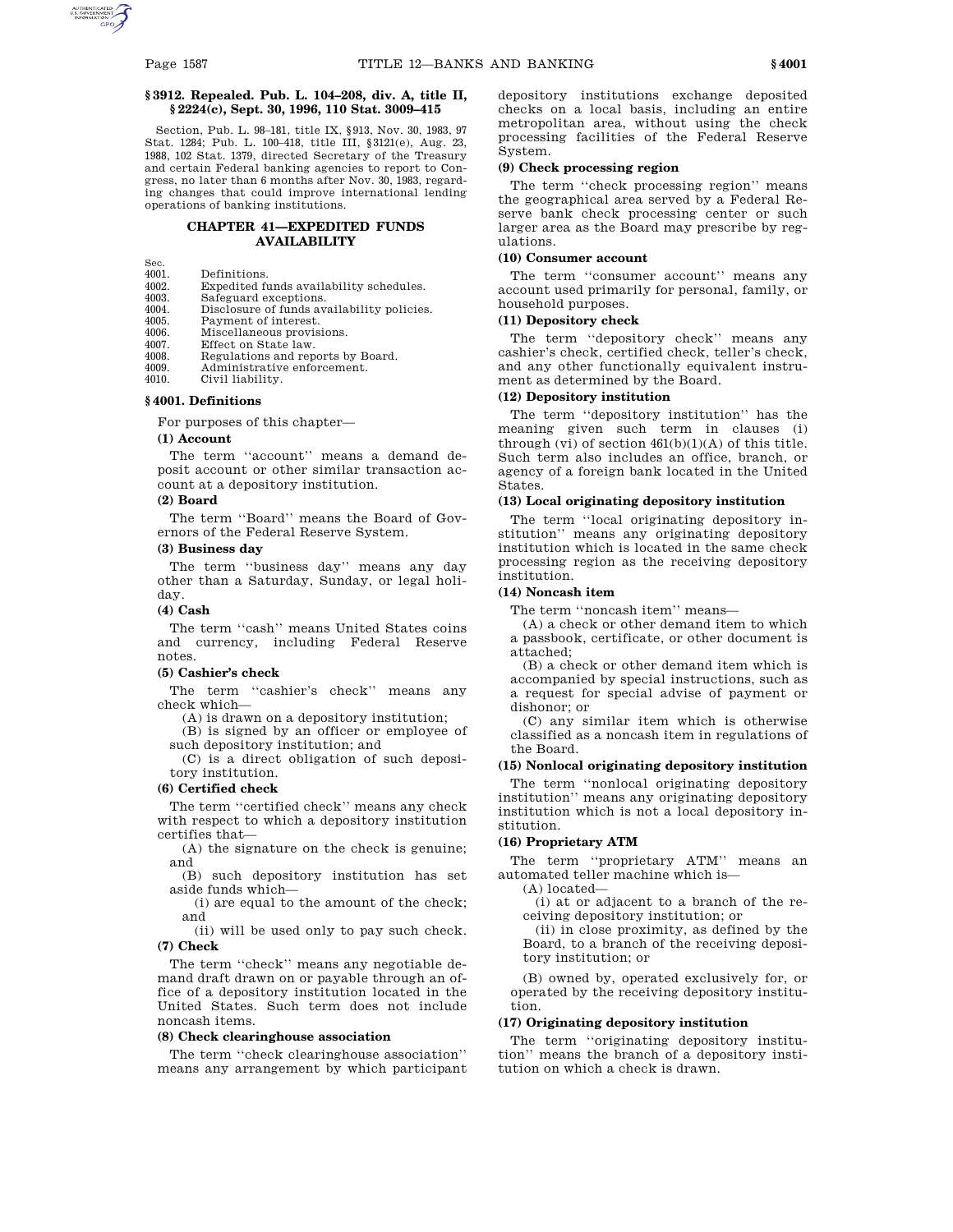### § 3912. Repealed. Pub. L. 104–208, div. A, title II, § 2224(c), Sept. 30, 1996, 110 Stat. 3009–415

Section, Pub. L. 98–181, title IX, § 913, Nov. 30, 1983, 97 Stat. 1284; Pub. L. 100–418, title III, § 3121(e), Aug. 23, 1988, 102 Stat. 1379, directed Secretary of the Treasury and certain Federal banking agencies to report to Congress, no later than 6 months after Nov. 30, 1983, regarding changes that could improve international lending operations of banking institutions.

## CHAPTER 41—EXPEDITED FUNDS AVAILABILITY

| Sec. | |
|---|---|
| 4001. | Definitions. |
| 4002. | Expedited funds availability schedules. |
| 4003. | Safeguard exceptions. |
| 4004. | Disclosure of funds availability policies. |
| 4005. | Payment of interest. |
| 4006. | Miscellaneous provisions. |
| 4007. | Effect on State law. |
| 4008. | Regulations and reports by Board. |
| 4009. | Administrative enforcement. |
| 4010. | Civil liability. |

### § 4001. Definitions

For purposes of this chapter—

**(1) Account**

The term ''account'' means a demand deposit account or other similar transaction account at a depository institution.

**(2) Board**

The term ''Board'' means the Board of Governors of the Federal Reserve System.

**(3) Business day**

The term ''business day'' means any day other than a Saturday, Sunday, or legal holiday.

**(4) Cash**

The term ''cash'' means United States coins and currency, including Federal Reserve notes.

**(5) Cashier's check**

The term ''cashier's check'' means any check which—

(A) is drawn on a depository institution;

(B) is signed by an officer or employee of such depository institution; and

(C) is a direct obligation of such depository institution.

**(6) Certified check**

The term ''certified check'' means any check with respect to which a depository institution certifies that—

(A) the signature on the check is genuine; and

(B) such depository institution has set aside funds which—

(i) are equal to the amount of the check; and

(ii) will be used only to pay such check.

**(7) Check**

The term ''check'' means any negotiable demand draft drawn on or payable through an office of a depository institution located in the United States. Such term does not include noncash items.

**(8) Check clearinghouse association**

The term ''check clearinghouse association'' means any arrangement by which participant depository institutions exchange deposited checks on a local basis, including an entire metropolitan area, without using the check processing facilities of the Federal Reserve System.

**(9) Check processing region**

The term ''check processing region'' means the geographical area served by a Federal Reserve bank check processing center or such larger area as the Board may prescribe by regulations.

**(10) Consumer account**

The term ''consumer account'' means any account used primarily for personal, family, or household purposes.

**(11) Depository check**

The term ''depository check'' means any cashier's check, certified check, teller's check, and any other functionally equivalent instrument as determined by the Board.

**(12) Depository institution**

The term ''depository institution'' has the meaning given such term in clauses (i) through (vi) of section 461(b)(1)(A) of this title. Such term also includes an office, branch, or agency of a foreign bank located in the United States.

**(13) Local originating depository institution**

The term ''local originating depository institution'' means any originating depository institution which is located in the same check processing region as the receiving depository institution.

**(14) Noncash item**

The term ''noncash item'' means—

(A) a check or other demand item to which a passbook, certificate, or other document is attached;

(B) a check or other demand item which is accompanied by special instructions, such as a request for special advise of payment or dishonor; or

(C) any similar item which is otherwise classified as a noncash item in regulations of the Board.

**(15) Nonlocal originating depository institution**

The term ''nonlocal originating depository institution'' means any originating depository institution which is not a local depository institution.

**(16) Proprietary ATM**

The term ''proprietary ATM'' means an automated teller machine which is—

(A) located—

(i) at or adjacent to a branch of the receiving depository institution; or

(ii) in close proximity, as defined by the Board, to a branch of the receiving depository institution; or

(B) owned by, operated exclusively for, or operated by the receiving depository institution.

**(17) Originating depository institution**

The term ''originating depository institution'' means the branch of a depository institution on which a check is drawn.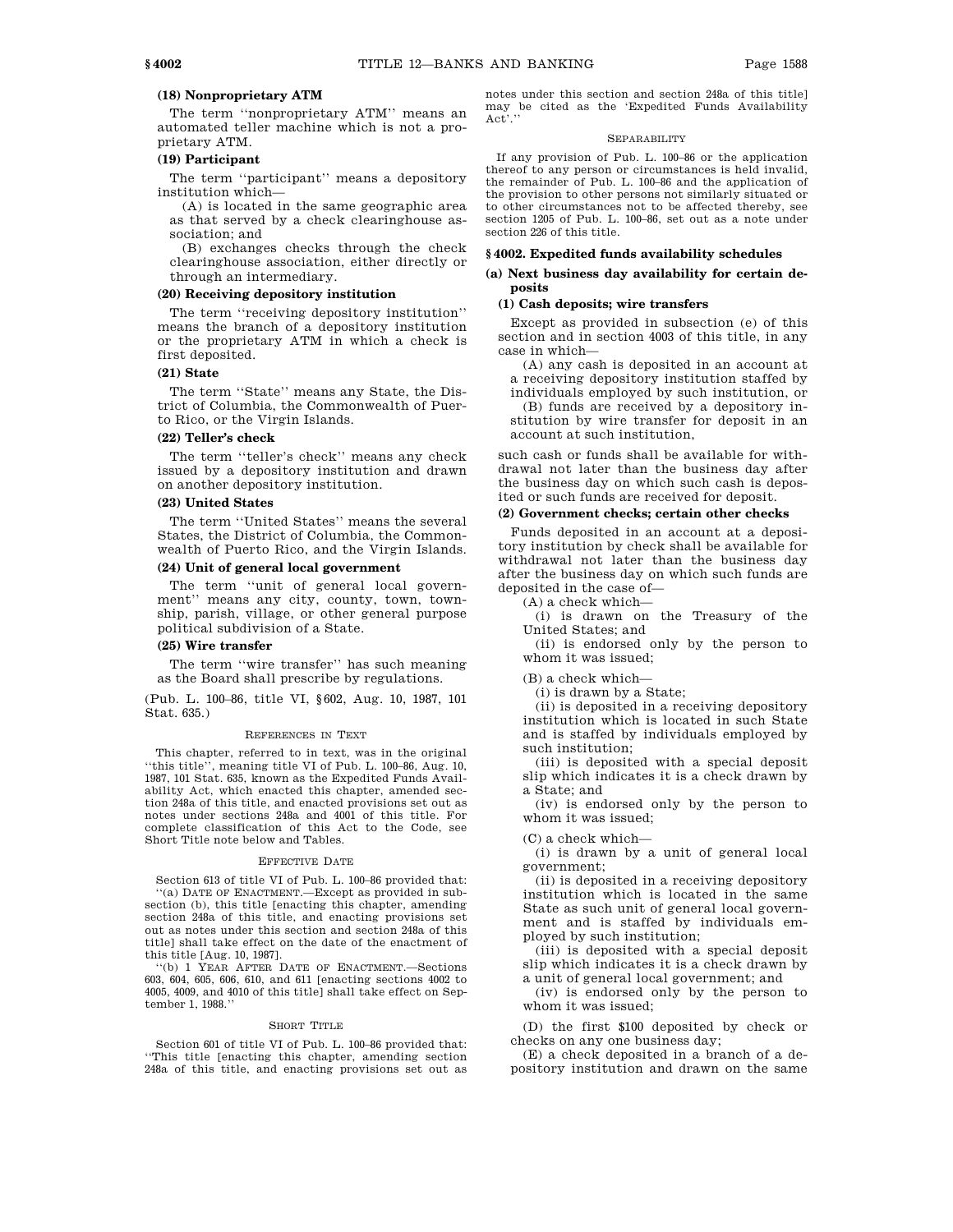### (18) Nonproprietary ATM

The term ''nonproprietary ATM'' means an automated teller machine which is not a proprietary ATM.

### (19) Participant

The term ''participant'' means a depository institution which—

(A) is located in the same geographic area as that served by a check clearinghouse association; and

(B) exchanges checks through the check clearinghouse association, either directly or through an intermediary.

### (20) Receiving depository institution

The term ''receiving depository institution'' means the branch of a depository institution or the proprietary ATM in which a check is first deposited.

### (21) State

The term ''State'' means any State, the District of Columbia, the Commonwealth of Puerto Rico, or the Virgin Islands.

### (22) Teller's check

The term ''teller's check'' means any check issued by a depository institution and drawn on another depository institution.

### (23) United States

The term ''United States'' means the several States, the District of Columbia, the Commonwealth of Puerto Rico, and the Virgin Islands.

### (24) Unit of general local government

The term ''unit of general local government'' means any city, county, town, township, parish, village, or other general purpose political subdivision of a State.

### (25) Wire transfer

The term ''wire transfer'' has such meaning as the Board shall prescribe by regulations.

(Pub. L. 100–86, title VI, §602, Aug. 10, 1987, 101 Stat. 635.)

REFERENCES IN TEXT

This chapter, referred to in text, was in the original ''this title'', meaning title VI of Pub. L. 100–86, Aug. 10, 1987, 101 Stat. 635, known as the Expedited Funds Availability Act, which enacted this chapter, amended section 248a of this title, and enacted provisions set out as notes under sections 248a and 4001 of this title. For complete classification of this Act to the Code, see Short Title note below and Tables.

EFFECTIVE DATE

Section 613 of title VI of Pub. L. 100–86 provided that: ''(a) DATE OF ENACTMENT.—Except as provided in subsection (b), this title [enacting this chapter, amending section 248a of this title, and enacting provisions set out as notes under this section and section 248a of this title] shall take effect on the date of the enactment of this title [Aug. 10, 1987].

''(b) 1 YEAR AFTER DATE OF ENACTMENT.—Sections 603, 604, 605, 606, 610, and 611 [enacting sections 4002 to 4005, 4009, and 4010 of this title] shall take effect on September 1, 1988.''

SHORT TITLE

Section 601 of title VI of Pub. L. 100–86 provided that: ''This title [enacting this chapter, amending section 248a of this title, and enacting provisions set out as notes under this section and section 248a of this title] may be cited as the 'Expedited Funds Availability Act'.''

SEPARABILITY

If any provision of Pub. L. 100–86 or the application thereof to any person or circumstances is held invalid, the remainder of Pub. L. 100–86 and the application of the provision to other persons not similarly situated or to other circumstances not to be affected thereby, see section 1205 of Pub. L. 100–86, set out as a note under section 226 of this title.

## §4002. Expedited funds availability schedules

### (a) Next business day availability for certain deposits

#### (1) Cash deposits; wire transfers

Except as provided in subsection (e) of this section and in section 4003 of this title, in any case in which—

(A) any cash is deposited in an account at a receiving depository institution staffed by individuals employed by such institution, or

(B) funds are received by a depository institution by wire transfer for deposit in an account at such institution,

such cash or funds shall be available for withdrawal not later than the business day after the business day on which such cash is deposited or such funds are received for deposit.

#### (2) Government checks; certain other checks

Funds deposited in an account at a depository institution by check shall be available for withdrawal not later than the business day after the business day on which such funds are deposited in the case of—

(A) a check which—

(i) is drawn on the Treasury of the United States; and

(ii) is endorsed only by the person to whom it was issued;

(B) a check which—

(i) is drawn by a State;

(ii) is deposited in a receiving depository institution which is located in such State and is staffed by individuals employed by such institution;

(iii) is deposited with a special deposit slip which indicates it is a check drawn by a State; and

(iv) is endorsed only by the person to whom it was issued;

(C) a check which—

(i) is drawn by a unit of general local government;

(ii) is deposited in a receiving depository institution which is located in the same State as such unit of general local government and is staffed by individuals employed by such institution;

(iii) is deposited with a special deposit slip which indicates it is a check drawn by a unit of general local government; and

(iv) is endorsed only by the person to whom it was issued;

(D) the first $100 deposited by check or checks on any one business day;

(E) a check deposited in a branch of a depository institution and drawn on the same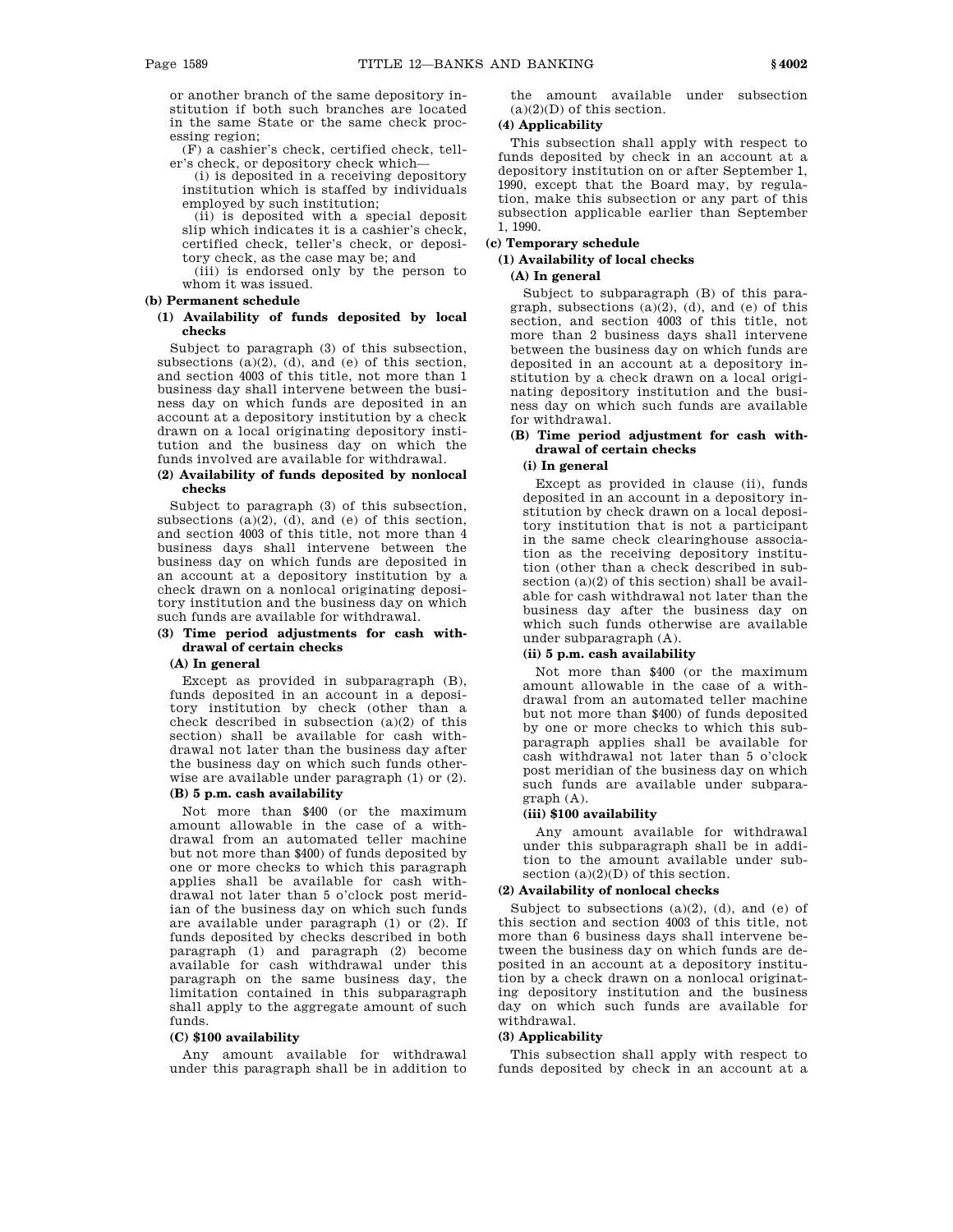or another branch of the same depository institution if both such branches are located in the same State or the same check processing region;

(F) a cashier's check, certified check, teller's check, or depository check which—

(i) is deposited in a receiving depository institution which is staffed by individuals employed by such institution;

(ii) is deposited with a special deposit slip which indicates it is a cashier's check, certified check, teller's check, or depository check, as the case may be; and

(iii) is endorsed only by the person to whom it was issued.

**(b) Permanent schedule**

**(1) Availability of funds deposited by local checks**

Subject to paragraph (3) of this subsection, subsections (a)(2), (d), and (e) of this section, and section 4003 of this title, not more than 1 business day shall intervene between the business day on which funds are deposited in an account at a depository institution by a check drawn on a local originating depository institution and the business day on which the funds involved are available for withdrawal.

**(2) Availability of funds deposited by nonlocal checks**

Subject to paragraph (3) of this subsection, subsections (a)(2), (d), and (e) of this section, and section 4003 of this title, not more than 4 business days shall intervene between the business day on which funds are deposited in an account at a depository institution by a check drawn on a nonlocal originating depository institution and the business day on which such funds are available for withdrawal.

**(3) Time period adjustments for cash withdrawal of certain checks**

**(A) In general**

Except as provided in subparagraph (B), funds deposited in an account in a depository institution by check (other than a check described in subsection (a)(2) of this section) shall be available for cash withdrawal not later than the business day after the business day on which such funds otherwise are available under paragraph (1) or (2).

**(B) 5 p.m. cash availability**

Not more than $400 (or the maximum amount allowable in the case of a withdrawal from an automated teller machine but not more than $400) of funds deposited by one or more checks to which this paragraph applies shall be available for cash withdrawal not later than 5 o'clock post meridian of the business day on which such funds are available under paragraph (1) or (2). If funds deposited by checks described in both paragraph (1) and paragraph (2) become available for cash withdrawal under this paragraph on the same business day, the limitation contained in this subparagraph shall apply to the aggregate amount of such funds.

**(C) $100 availability**

Any amount available for withdrawal under this paragraph shall be in addition to the amount available under subsection (a)(2)(D) of this section.

**(4) Applicability**

This subsection shall apply with respect to funds deposited by check in an account at a depository institution on or after September 1, 1990, except that the Board may, by regulation, make this subsection or any part of this subsection applicable earlier than September 1, 1990.

**(c) Temporary schedule**

**(1) Availability of local checks**

**(A) In general**

Subject to subparagraph (B) of this paragraph, subsections (a)(2), (d), and (e) of this section, and section 4003 of this title, not more than 2 business days shall intervene between the business day on which funds are deposited in an account at a depository institution by a check drawn on a local originating depository institution and the business day on which such funds are available for withdrawal.

**(B) Time period adjustment for cash withdrawal of certain checks**

**(i) In general**

Except as provided in clause (ii), funds deposited in an account in a depository institution by check drawn on a local depository institution that is not a participant in the same check clearinghouse association as the receiving depository institution (other than a check described in subsection (a)(2) of this section) shall be available for cash withdrawal not later than the business day after the business day on which such funds otherwise are available under subparagraph (A).

**(ii) 5 p.m. cash availability**

Not more than $400 (or the maximum amount allowable in the case of a withdrawal from an automated teller machine but not more than $400) of funds deposited by one or more checks to which this subparagraph applies shall be available for cash withdrawal not later than 5 o'clock post meridian of the business day on which such funds are available under subparagraph (A).

**(iii) $100 availability**

Any amount available for withdrawal under this subparagraph shall be in addition to the amount available under subsection (a)(2)(D) of this section.

**(2) Availability of nonlocal checks**

Subject to subsections (a)(2), (d), and (e) of this section and section 4003 of this title, not more than 6 business days shall intervene between the business day on which funds are deposited in an account at a depository institution by a check drawn on a nonlocal originating depository institution and the business day on which such funds are available for withdrawal.

**(3) Applicability**

This subsection shall apply with respect to funds deposited by check in an account at a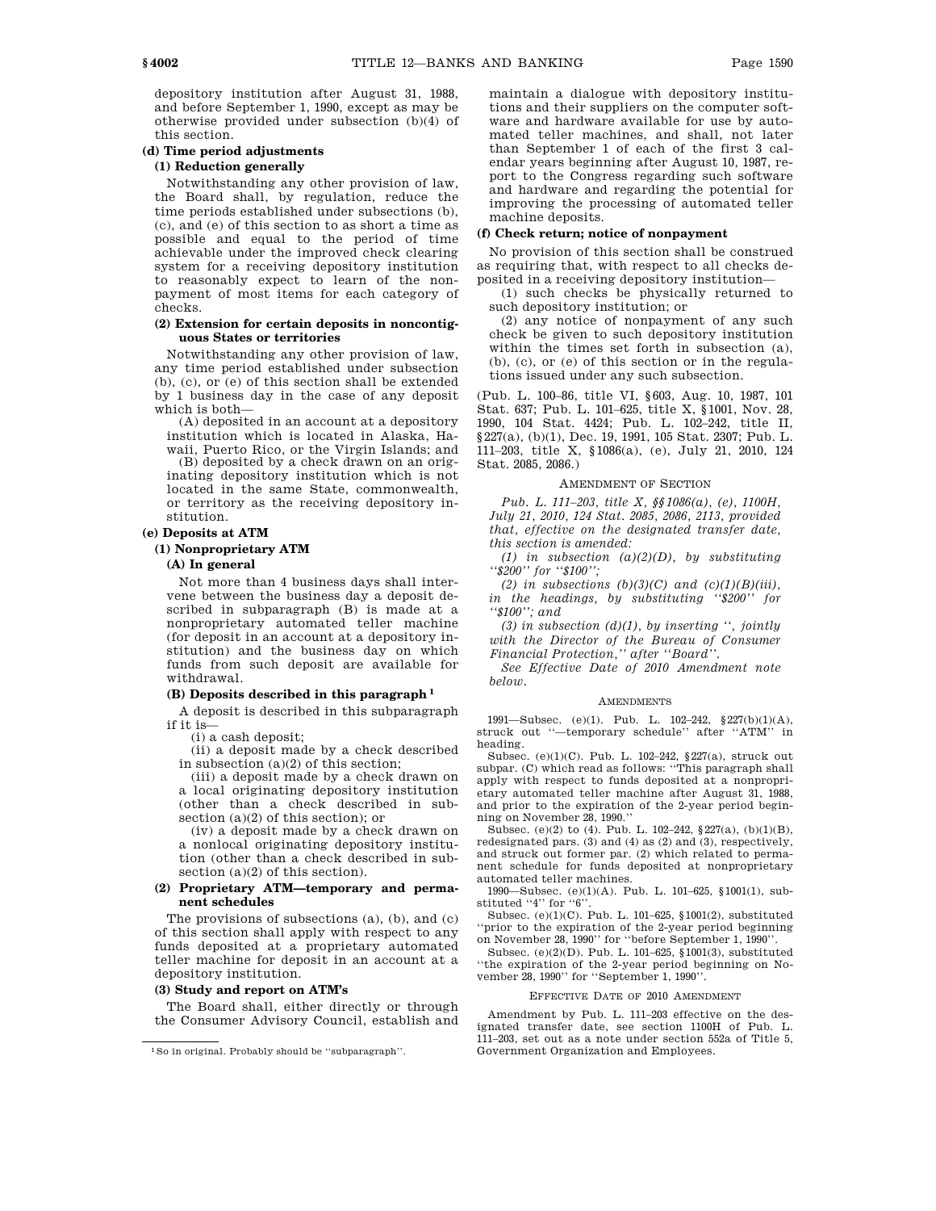depository institution after August 31, 1988, and before September 1, 1990, except as may be otherwise provided under subsection (b)(4) of this section.

**(d) Time period adjustments**

**(1) Reduction generally**

Notwithstanding any other provision of law, the Board shall, by regulation, reduce the time periods established under subsections (b), (c), and (e) of this section to as short a time as possible and equal to the period of time achievable under the improved check clearing system for a receiving depository institution to reasonably expect to learn of the nonpayment of most items for each category of checks.

**(2) Extension for certain deposits in noncontiguous States or territories**

Notwithstanding any other provision of law, any time period established under subsection (b), (c), or (e) of this section shall be extended by 1 business day in the case of any deposit which is both—

(A) deposited in an account at a depository institution which is located in Alaska, Hawaii, Puerto Rico, or the Virgin Islands; and

(B) deposited by a check drawn on an originating depository institution which is not located in the same State, commonwealth, or territory as the receiving depository institution.

**(e) Deposits at ATM**

**(1) Nonproprietary ATM**

**(A) In general**

Not more than 4 business days shall intervene between the business day a deposit described in subparagraph (B) is made at a nonproprietary automated teller machine (for deposit in an account at a depository institution) and the business day on which funds from such deposit are available for withdrawal.

**(B) Deposits described in this paragraph**[1]

A deposit is described in this subparagraph if it is—

(i) a cash deposit;

(ii) a deposit made by a check described in subsection (a)(2) of this section;

(iii) a deposit made by a check drawn on a local originating depository institution (other than a check described in subsection (a)(2) of this section); or

(iv) a deposit made by a check drawn on a nonlocal originating depository institution (other than a check described in subsection (a)(2) of this section).

**(2) Proprietary ATM—temporary and permanent schedules**

The provisions of subsections (a), (b), and (c) of this section shall apply with respect to any funds deposited at a proprietary automated teller machine for deposit in an account at a depository institution.

**(3) Study and report on ATM's**

The Board shall, either directly or through the Consumer Advisory Council, establish and maintain a dialogue with depository institutions and their suppliers on the computer software and hardware available for use by automated teller machines, and shall, not later than September 1 of each of the first 3 calendar years beginning after August 10, 1987, report to the Congress regarding such software and hardware and regarding the potential for improving the processing of automated teller machine deposits.

**(f) Check return; notice of nonpayment**

No provision of this section shall be construed as requiring that, with respect to all checks deposited in a receiving depository institution—

(1) such checks be physically returned to such depository institution; or

(2) any notice of nonpayment of any such check be given to such depository institution within the times set forth in subsection (a), (b), (c), or (e) of this section or in the regulations issued under any such subsection.

(Pub. L. 100–86, title VI, §603, Aug. 10, 1987, 101 Stat. 637; Pub. L. 101–625, title X, §1001, Nov. 28, 1990, 104 Stat. 4424; Pub. L. 102–242, title II, §227(a), (b)(1), Dec. 19, 1991, 105 Stat. 2307; Pub. L. 111–203, title X, §1086(a), (e), July 21, 2010, 124 Stat. 2085, 2086.)

AMENDMENT OF SECTION

*Pub. L. 111–203, title X, §§1086(a), (e), 1100H, July 21, 2010, 124 Stat. 2085, 2086, 2113, provided that, effective on the designated transfer date, this section is amended:*

*(1) in subsection (a)(2)(D), by substituting ''$200'' for ''$100'';*

*(2) in subsections (b)(3)(C) and (c)(1)(B)(iii), in the headings, by substituting ''$200'' for ''$100''; and*

*(3) in subsection (d)(1), by inserting '', jointly with the Director of the Bureau of Consumer Financial Protection,'' after ''Board''.*

*See Effective Date of 2010 Amendment note below.*

AMENDMENTS

1991—Subsec. (e)(1). Pub. L. 102–242, §227(b)(1)(A), struck out ''—temporary schedule'' after ''ATM'' in heading.

Subsec. (e)(1)(C). Pub. L. 102–242, §227(a), struck out subpar. (C) which read as follows: ''This paragraph shall apply with respect to funds deposited at a nonproprietary automated teller machine after August 31, 1988, and prior to the expiration of the 2-year period beginning on November 28, 1990.''

Subsec. (e)(2) to (4). Pub. L. 102–242, §227(a), (b)(1)(B), redesignated pars. (3) and (4) as (2) and (3), respectively, and struck out former par. (2) which related to permanent schedule for funds deposited at nonproprietary automated teller machines.

1990—Subsec. (e)(1)(A). Pub. L. 101–625, §1001(1), substituted ''4'' for ''6''.

Subsec. (e)(1)(C). Pub. L. 101–625, §1001(2), substituted ''prior to the expiration of the 2-year period beginning on November 28, 1990'' for ''before September 1, 1990''.

Subsec. (e)(2)(D). Pub. L. 101–625, §1001(3), substituted ''the expiration of the 2-year period beginning on November 28, 1990'' for ''September 1, 1990''.

EFFECTIVE DATE OF 2010 AMENDMENT

Amendment by Pub. L. 111–203 effective on the designated transfer date, see section 1100H of Pub. L. 111–203, set out as a note under section 552a of Title 5, Government Organization and Employees.

[1] So in original. Probably should be ''subparagraph''.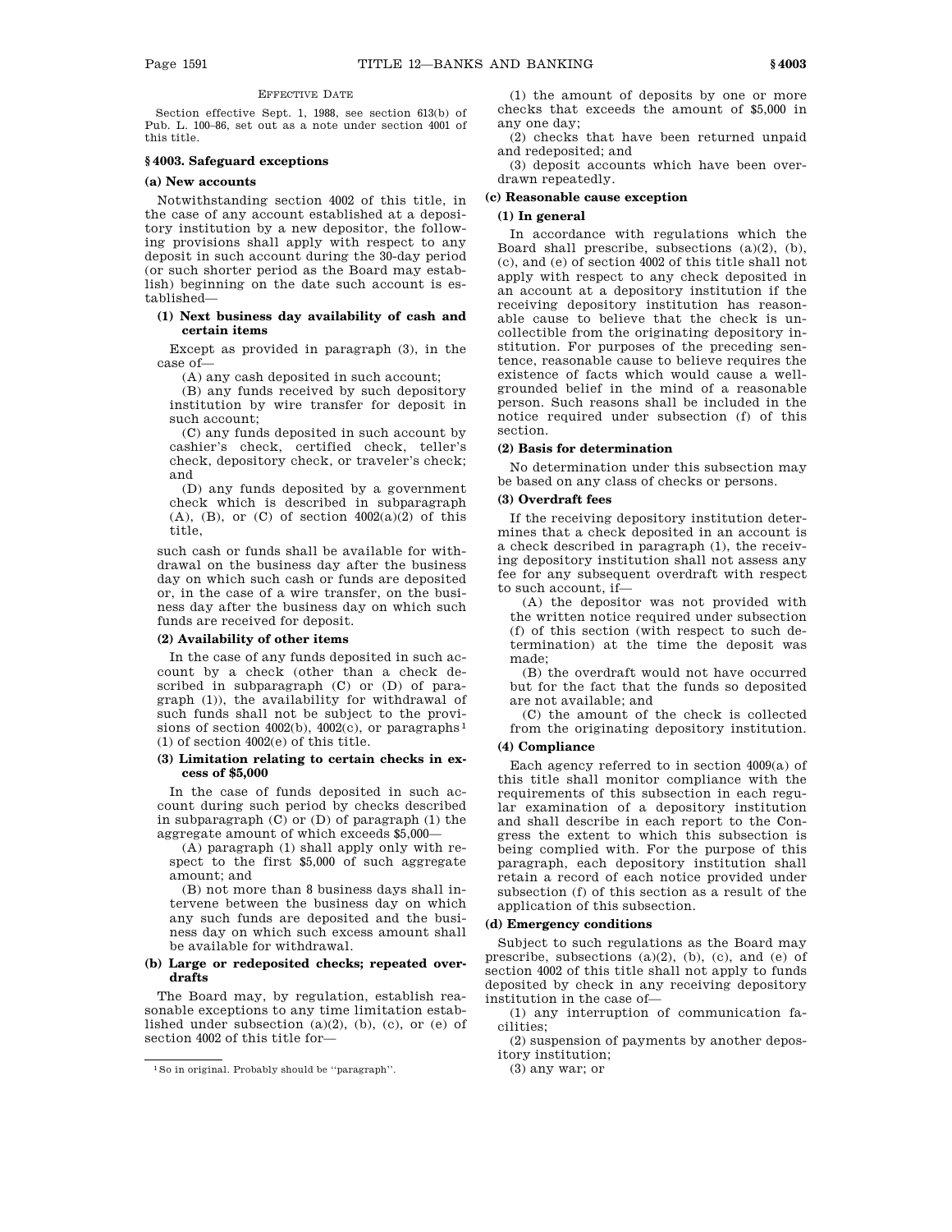EFFECTIVE DATE

Section effective Sept. 1, 1988, see section 613(b) of Pub. L. 100–86, set out as a note under section 4001 of this title.

### § 4003. Safeguard exceptions

#### (a) New accounts

Notwithstanding section 4002 of this title, in the case of any account established at a depository institution by a new depositor, the following provisions shall apply with respect to any deposit in such account during the 30-day period (or such shorter period as the Board may establish) beginning on the date such account is established—

##### (1) Next business day availability of cash and certain items

Except as provided in paragraph (3), in the case of—

(A) any cash deposited in such account;

(B) any funds received by such depository institution by wire transfer for deposit in such account;

(C) any funds deposited in such account by cashier's check, certified check, teller's check, depository check, or traveler's check; and

(D) any funds deposited by a government check which is described in subparagraph (A), (B), or (C) of section 4002(a)(2) of this title,

such cash or funds shall be available for withdrawal on the business day after the business day on which such cash or funds are deposited or, in the case of a wire transfer, on the business day after the business day on which such funds are received for deposit.

##### (2) Availability of other items

In the case of any funds deposited in such account by a check (other than a check described in subparagraph (C) or (D) of paragraph (1)), the availability for withdrawal of such funds shall not be subject to the provisions of section 4002(b), 4002(c), or paragraphs[1] (1) of section 4002(e) of this title.

##### (3) Limitation relating to certain checks in excess of $5,000

In the case of funds deposited in such account during such period by checks described in subparagraph (C) or (D) of paragraph (1) the aggregate amount of which exceeds $5,000—

(A) paragraph (1) shall apply only with respect to the first $5,000 of such aggregate amount; and

(B) not more than 8 business days shall intervene between the business day on which any such funds are deposited and the business day on which such excess amount shall be available for withdrawal.

#### (b) Large or redeposited checks; repeated overdrafts

The Board may, by regulation, establish reasonable exceptions to any time limitation established under subsection (a)(2), (b), (c), or (e) of section 4002 of this title for—

(1) the amount of deposits by one or more checks that exceeds the amount of $5,000 in any one day;

(2) checks that have been returned unpaid and redeposited; and

(3) deposit accounts which have been overdrawn repeatedly.

#### (c) Reasonable cause exception

##### (1) In general

In accordance with regulations which the Board shall prescribe, subsections (a)(2), (b), (c), and (e) of section 4002 of this title shall not apply with respect to any check deposited in an account at a depository institution if the receiving depository institution has reasonable cause to believe that the check is uncollectible from the originating depository institution. For purposes of the preceding sentence, reasonable cause to believe requires the existence of facts which would cause a well-grounded belief in the mind of a reasonable person. Such reasons shall be included in the notice required under subsection (f) of this section.

##### (2) Basis for determination

No determination under this subsection may be based on any class of checks or persons.

##### (3) Overdraft fees

If the receiving depository institution determines that a check deposited in an account is a check described in paragraph (1), the receiving depository institution shall not assess any fee for any subsequent overdraft with respect to such account, if—

(A) the depositor was not provided with the written notice required under subsection (f) of this section (with respect to such determination) at the time the deposit was made;

(B) the overdraft would not have occurred but for the fact that the funds so deposited are not available; and

(C) the amount of the check is collected from the originating depository institution.

##### (4) Compliance

Each agency referred to in section 4009(a) of this title shall monitor compliance with the requirements of this subsection in each regular examination of a depository institution and shall describe in each report to the Congress the extent to which this subsection is being complied with. For the purpose of this paragraph, each depository institution shall retain a record of each notice provided under subsection (f) of this section as a result of the application of this subsection.

#### (d) Emergency conditions

Subject to such regulations as the Board may prescribe, subsections (a)(2), (b), (c), and (e) of section 4002 of this title shall not apply to funds deposited by check in any receiving depository institution in the case of—

(1) any interruption of communication facilities;

(2) suspension of payments by another depository institution;

(3) any war; or

---

[1] So in original. Probably should be "paragraph".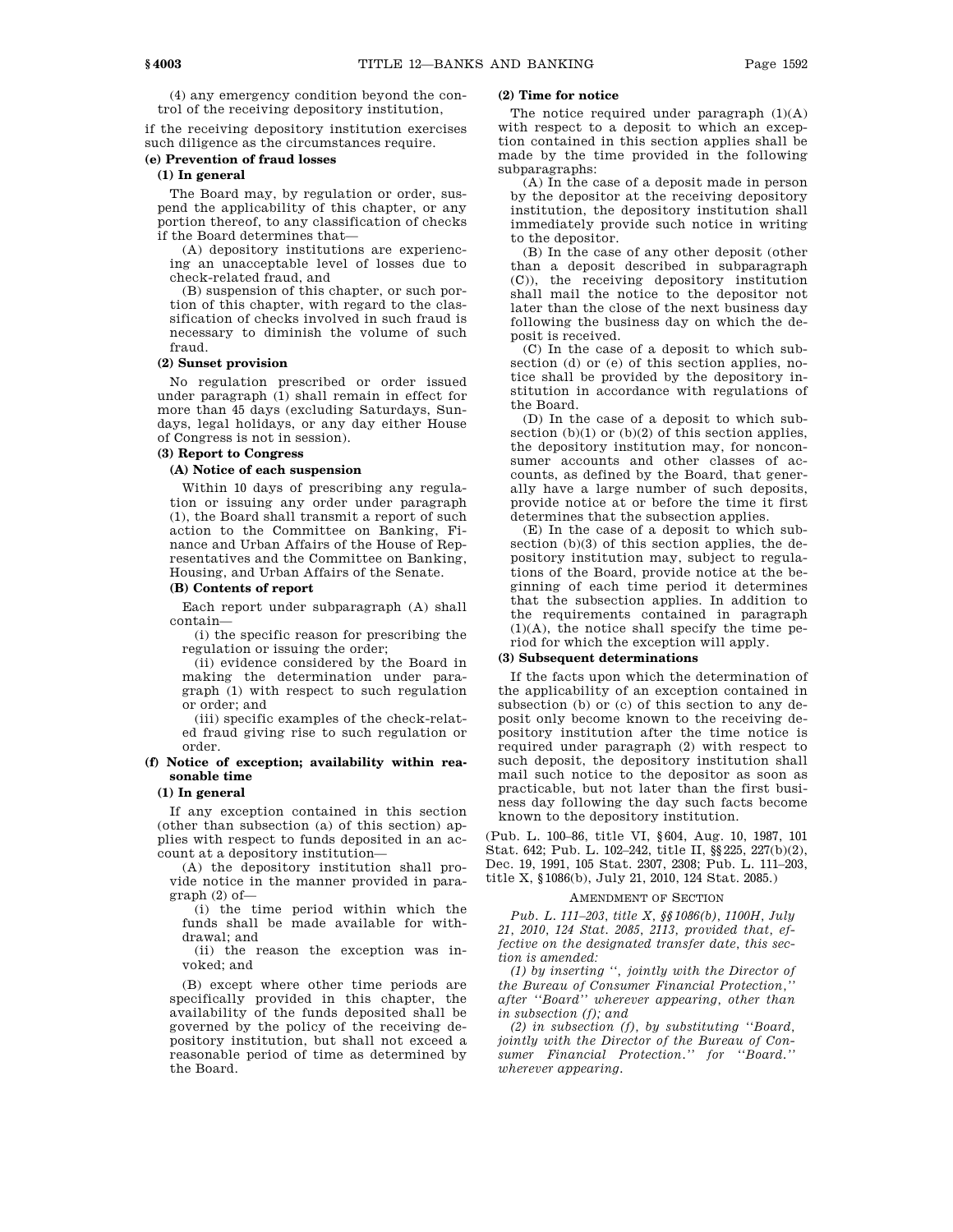(4) any emergency condition beyond the control of the receiving depository institution,

if the receiving depository institution exercises such diligence as the circumstances require.

### (e) Prevention of fraud losses

#### (1) In general

The Board may, by regulation or order, suspend the applicability of this chapter, or any portion thereof, to any classification of checks if the Board determines that—

(A) depository institutions are experiencing an unacceptable level of losses due to check-related fraud, and

(B) suspension of this chapter, or such portion of this chapter, with regard to the classification of checks involved in such fraud is necessary to diminish the volume of such fraud.

#### (2) Sunset provision

No regulation prescribed or order issued under paragraph (1) shall remain in effect for more than 45 days (excluding Saturdays, Sundays, legal holidays, or any day either House of Congress is not in session).

#### (3) Report to Congress

##### (A) Notice of each suspension

Within 10 days of prescribing any regulation or issuing any order under paragraph (1), the Board shall transmit a report of such action to the Committee on Banking, Finance and Urban Affairs of the House of Representatives and the Committee on Banking, Housing, and Urban Affairs of the Senate.

##### (B) Contents of report

Each report under subparagraph (A) shall contain—

(i) the specific reason for prescribing the regulation or issuing the order;

(ii) evidence considered by the Board in making the determination under paragraph (1) with respect to such regulation or order; and

(iii) specific examples of the check-related fraud giving rise to such regulation or order.

### (f) Notice of exception; availability within reasonable time

#### (1) In general

If any exception contained in this section (other than subsection (a) of this section) applies with respect to funds deposited in an account at a depository institution—

(A) the depository institution shall provide notice in the manner provided in paragraph (2) of—

(i) the time period within which the funds shall be made available for withdrawal; and

(ii) the reason the exception was invoked; and

(B) except where other time periods are specifically provided in this chapter, the availability of the funds deposited shall be governed by the policy of the receiving depository institution, but shall not exceed a reasonable period of time as determined by the Board.

#### (2) Time for notice

The notice required under paragraph (1)(A) with respect to a deposit to which an exception contained in this section applies shall be made by the time provided in the following subparagraphs:

(A) In the case of a deposit made in person by the depositor at the receiving depository institution, the depository institution shall immediately provide such notice in writing to the depositor.

(B) In the case of any other deposit (other than a deposit described in subparagraph (C)), the receiving depository institution shall mail the notice to the depositor not later than the close of the next business day following the business day on which the deposit is received.

(C) In the case of a deposit to which subsection (d) or (e) of this section applies, notice shall be provided by the depository institution in accordance with regulations of the Board.

(D) In the case of a deposit to which subsection (b)(1) or (b)(2) of this section applies, the depository institution may, for nonconsumer accounts and other classes of accounts, as defined by the Board, that generally have a large number of such deposits, provide notice at or before the time it first determines that the subsection applies.

(E) In the case of a deposit to which subsection (b)(3) of this section applies, the depository institution may, subject to regulations of the Board, provide notice at the beginning of each time period it determines that the subsection applies. In addition to the requirements contained in paragraph (1)(A), the notice shall specify the time period for which the exception will apply.

#### (3) Subsequent determinations

If the facts upon which the determination of the applicability of an exception contained in subsection (b) or (c) of this section to any deposit only become known to the receiving depository institution after the time notice is required under paragraph (2) with respect to such deposit, the depository institution shall mail such notice to the depositor as soon as practicable, but not later than the first business day following the day such facts become known to the depository institution.

(Pub. L. 100–86, title VI, §604, Aug. 10, 1987, 101 Stat. 642; Pub. L. 102–242, title II, §§225, 227(b)(2), Dec. 19, 1991, 105 Stat. 2307, 2308; Pub. L. 111–203, title X, §1086(b), July 21, 2010, 124 Stat. 2085.)

AMENDMENT OF SECTION

*Pub. L. 111–203, title X, §§1086(b), 1100H, July 21, 2010, 124 Stat. 2085, 2113, provided that, effective on the designated transfer date, this section is amended:*

*(1) by inserting '', jointly with the Director of the Bureau of Consumer Financial Protection,'' after ''Board'' wherever appearing, other than in subsection (f); and*

*(2) in subsection (f), by substituting ''Board, jointly with the Director of the Bureau of Consumer Financial Protection.'' for ''Board.'' wherever appearing.*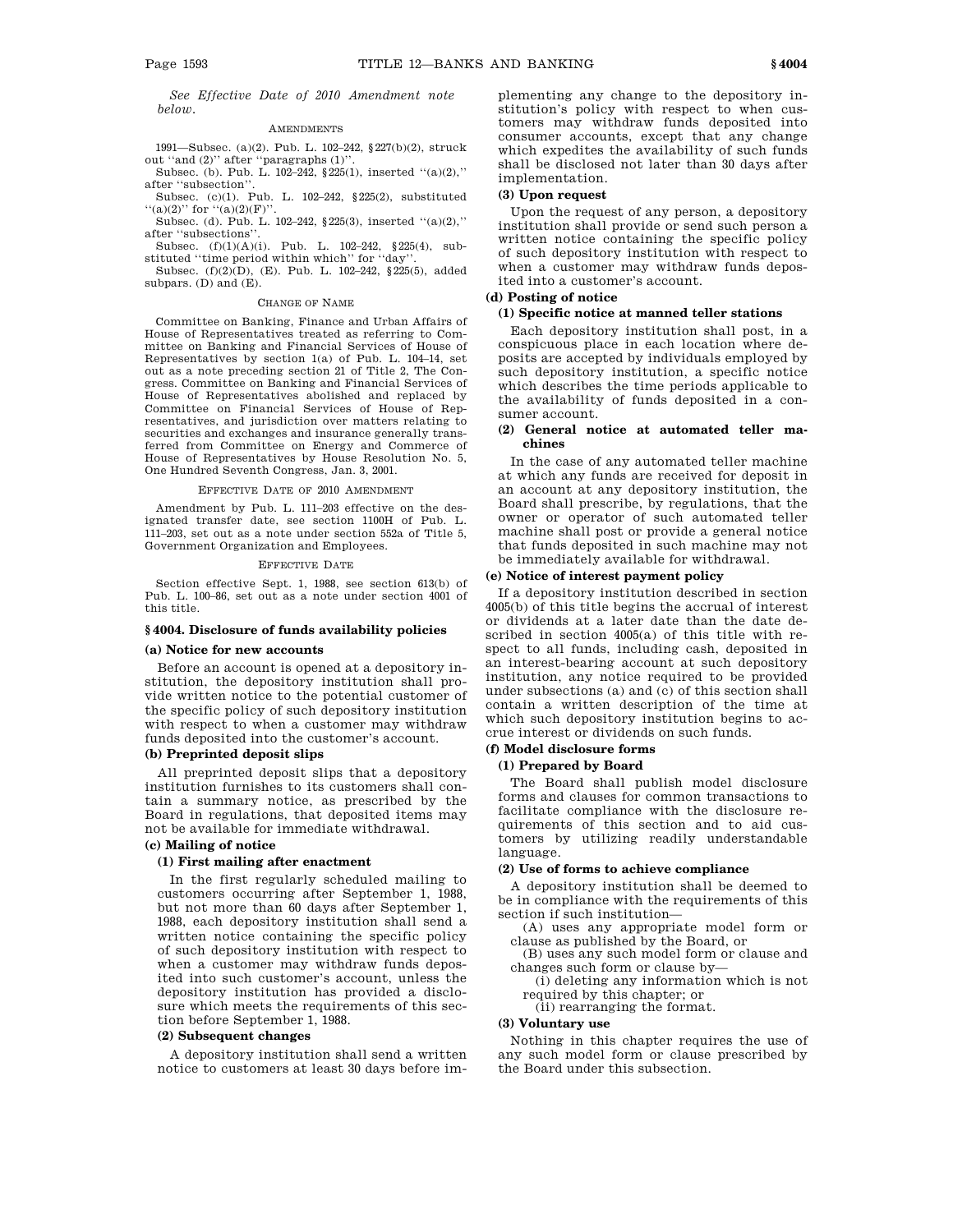*See Effective Date of 2010 Amendment note below.*

AMENDMENTS

1991—Subsec. (a)(2). Pub. L. 102–242, §227(b)(2), struck out ''and (2)'' after ''paragraphs (1)''.

Subsec. (b). Pub. L. 102–242, §225(1), inserted ''(a)(2),'' after ''subsection''.

Subsec. (c)(1). Pub. L. 102–242, §225(2), substituted ''(a)(2)'' for ''(a)(2)(F)''.

Subsec. (d). Pub. L. 102–242, §225(3), inserted ''(a)(2),'' after ''subsections''.

Subsec. (f)(1)(A)(i). Pub. L. 102–242, §225(4), substituted ''time period within which'' for ''day''.

Subsec. (f)(2)(D), (E). Pub. L. 102–242, §225(5), added subpars. (D) and (E).

CHANGE OF NAME

Committee on Banking, Finance and Urban Affairs of House of Representatives treated as referring to Committee on Banking and Financial Services of House of Representatives by section 1(a) of Pub. L. 104–14, set out as a note preceding section 21 of Title 2, The Congress. Committee on Banking and Financial Services of House of Representatives abolished and replaced by Committee on Financial Services of House of Representatives, and jurisdiction over matters relating to securities and exchanges and insurance generally transferred from Committee on Energy and Commerce of House of Representatives by House Resolution No. 5, One Hundred Seventh Congress, Jan. 3, 2001.

EFFECTIVE DATE OF 2010 AMENDMENT

Amendment by Pub. L. 111–203 effective on the designated transfer date, see section 1100H of Pub. L. 111–203, set out as a note under section 552a of Title 5, Government Organization and Employees.

EFFECTIVE DATE

Section effective Sept. 1, 1988, see section 613(b) of Pub. L. 100–86, set out as a note under section 4001 of this title.

## § 4004. Disclosure of funds availability policies

### (a) Notice for new accounts

Before an account is opened at a depository institution, the depository institution shall provide written notice to the potential customer of the specific policy of such depository institution with respect to when a customer may withdraw funds deposited into the customer's account.

### (b) Preprinted deposit slips

All preprinted deposit slips that a depository institution furnishes to its customers shall contain a summary notice, as prescribed by the Board in regulations, that deposited items may not be available for immediate withdrawal.

### (c) Mailing of notice

#### (1) First mailing after enactment

In the first regularly scheduled mailing to customers occurring after September 1, 1988, but not more than 60 days after September 1, 1988, each depository institution shall send a written notice containing the specific policy of such depository institution with respect to when a customer may withdraw funds deposited into such customer's account, unless the depository institution has provided a disclosure which meets the requirements of this section before September 1, 1988.

#### (2) Subsequent changes

A depository institution shall send a written notice to customers at least 30 days before implementing any change to the depository institution's policy with respect to when customers may withdraw funds deposited into consumer accounts, except that any change which expedites the availability of such funds shall be disclosed not later than 30 days after implementation.

#### (3) Upon request

Upon the request of any person, a depository institution shall provide or send such person a written notice containing the specific policy of such depository institution with respect to when a customer may withdraw funds deposited into a customer's account.

### (d) Posting of notice

#### (1) Specific notice at manned teller stations

Each depository institution shall post, in a conspicuous place in each location where deposits are accepted by individuals employed by such depository institution, a specific notice which describes the time periods applicable to the availability of funds deposited in a consumer account.

#### (2) General notice at automated teller machines

In the case of any automated teller machine at which any funds are received for deposit in an account at any depository institution, the Board shall prescribe, by regulations, that the owner or operator of such automated teller machine shall post or provide a general notice that funds deposited in such machine may not be immediately available for withdrawal.

### (e) Notice of interest payment policy

If a depository institution described in section 4005(b) of this title begins the accrual of interest or dividends at a later date than the date described in section 4005(a) of this title with respect to all funds, including cash, deposited in an interest-bearing account at such depository institution, any notice required to be provided under subsections (a) and (c) of this section shall contain a written description of the time at which such depository institution begins to accrue interest or dividends on such funds.

### (f) Model disclosure forms

#### (1) Prepared by Board

The Board shall publish model disclosure forms and clauses for common transactions to facilitate compliance with the disclosure requirements of this section and to aid customers by utilizing readily understandable language.

#### (2) Use of forms to achieve compliance

A depository institution shall be deemed to be in compliance with the requirements of this section if such institution—

(A) uses any appropriate model form or clause as published by the Board, or

(B) uses any such model form or clause and changes such form or clause by—

(i) deleting any information which is not required by this chapter; or

(ii) rearranging the format.

#### (3) Voluntary use

Nothing in this chapter requires the use of any such model form or clause prescribed by the Board under this subsection.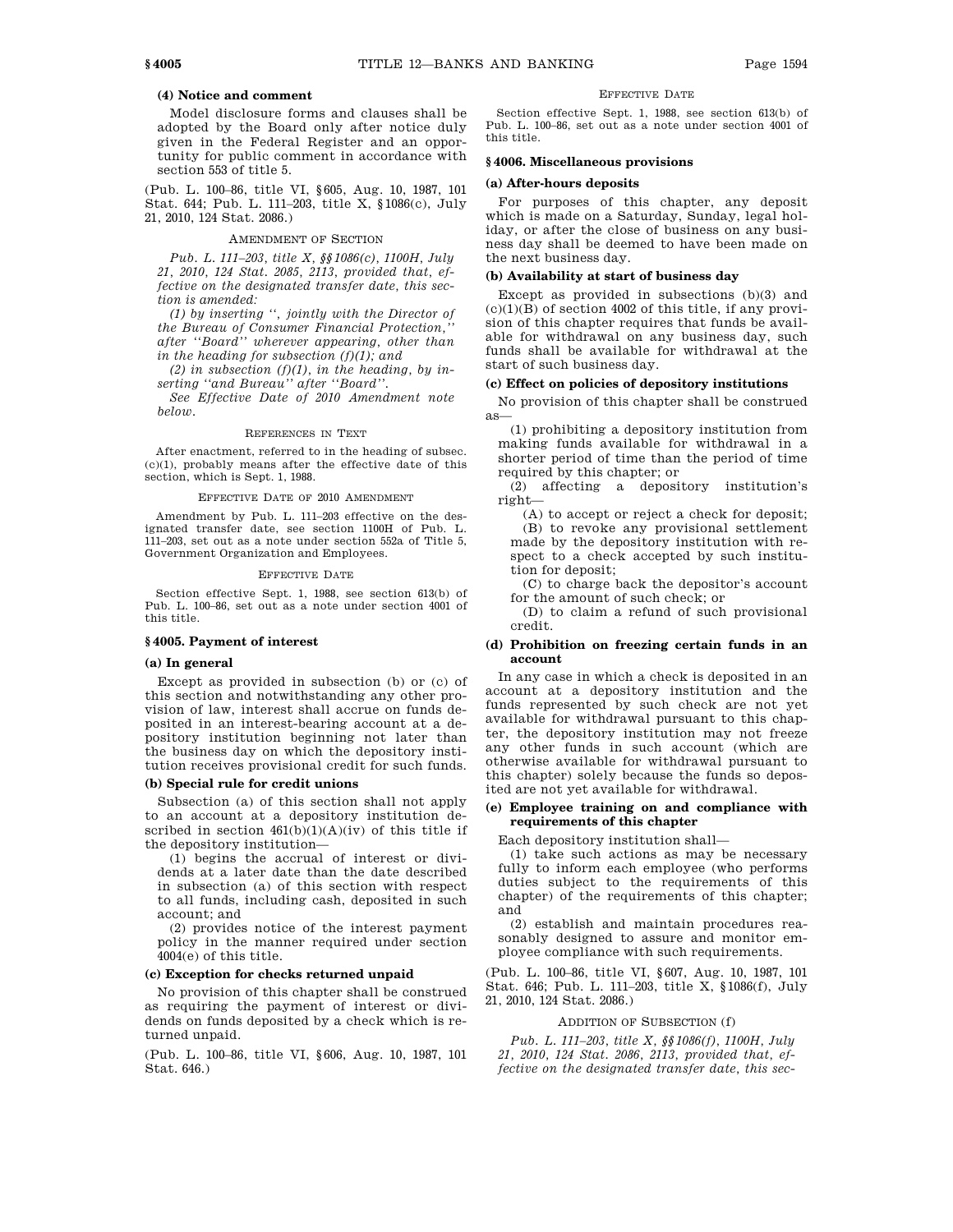#### (4) Notice and comment

Model disclosure forms and clauses shall be adopted by the Board only after notice duly given in the Federal Register and an opportunity for public comment in accordance with section 553 of title 5.

(Pub. L. 100–86, title VI, §605, Aug. 10, 1987, 101 Stat. 644; Pub. L. 111–203, title X, §1086(c), July 21, 2010, 124 Stat. 2086.)

AMENDMENT OF SECTION

*Pub. L. 111–203, title X, §§1086(c), 1100H, July 21, 2010, 124 Stat. 2085, 2113, provided that, effective on the designated transfer date, this section is amended:*

*(1) by inserting '', jointly with the Director of the Bureau of Consumer Financial Protection,'' after ''Board'' wherever appearing, other than in the heading for subsection (f)(1); and*

*(2) in subsection (f)(1), in the heading, by inserting ''and Bureau'' after ''Board''.*

*See Effective Date of 2010 Amendment note below.*

REFERENCES IN TEXT

After enactment, referred to in the heading of subsec. (c)(1), probably means after the effective date of this section, which is Sept. 1, 1988.

EFFECTIVE DATE OF 2010 AMENDMENT

Amendment by Pub. L. 111–203 effective on the designated transfer date, see section 1100H of Pub. L. 111–203, set out as a note under section 552a of Title 5, Government Organization and Employees.

EFFECTIVE DATE

Section effective Sept. 1, 1988, see section 613(b) of Pub. L. 100–86, set out as a note under section 4001 of this title.

### §4005. Payment of interest

#### (a) In general

Except as provided in subsection (b) or (c) of this section and notwithstanding any other provision of law, interest shall accrue on funds deposited in an interest-bearing account at a depository institution beginning not later than the business day on which the depository institution receives provisional credit for such funds.

#### (b) Special rule for credit unions

Subsection (a) of this section shall not apply to an account at a depository institution described in section 461(b)(1)(A)(iv) of this title if the depository institution—

(1) begins the accrual of interest or dividends at a later date than the date described in subsection (a) of this section with respect to all funds, including cash, deposited in such account; and

(2) provides notice of the interest payment policy in the manner required under section 4004(e) of this title.

#### (c) Exception for checks returned unpaid

No provision of this chapter shall be construed as requiring the payment of interest or dividends on funds deposited by a check which is returned unpaid.

(Pub. L. 100–86, title VI, §606, Aug. 10, 1987, 101 Stat. 646.)

EFFECTIVE DATE

Section effective Sept. 1, 1988, see section 613(b) of Pub. L. 100–86, set out as a note under section 4001 of this title.

### §4006. Miscellaneous provisions

#### (a) After-hours deposits

For purposes of this chapter, any deposit which is made on a Saturday, Sunday, legal holiday, or after the close of business on any business day shall be deemed to have been made on the next business day.

#### (b) Availability at start of business day

Except as provided in subsections (b)(3) and (c)(1)(B) of section 4002 of this title, if any provision of this chapter requires that funds be available for withdrawal on any business day, such funds shall be available for withdrawal at the start of such business day.

#### (c) Effect on policies of depository institutions

No provision of this chapter shall be construed as—

(1) prohibiting a depository institution from making funds available for withdrawal in a shorter period of time than the period of time required by this chapter; or

(2) affecting a depository institution's right—

(A) to accept or reject a check for deposit;

(B) to revoke any provisional settlement made by the depository institution with respect to a check accepted by such institution for deposit;

(C) to charge back the depositor's account for the amount of such check; or

(D) to claim a refund of such provisional credit.

#### (d) Prohibition on freezing certain funds in an account

In any case in which a check is deposited in an account at a depository institution and the funds represented by such check are not yet available for withdrawal pursuant to this chapter, the depository institution may not freeze any other funds in such account (which are otherwise available for withdrawal pursuant to this chapter) solely because the funds so deposited are not yet available for withdrawal.

#### (e) Employee training on and compliance with requirements of this chapter

Each depository institution shall—

(1) take such actions as may be necessary fully to inform each employee (who performs duties subject to the requirements of this chapter) of the requirements of this chapter; and

(2) establish and maintain procedures reasonably designed to assure and monitor employee compliance with such requirements.

(Pub. L. 100–86, title VI, §607, Aug. 10, 1987, 101 Stat. 646; Pub. L. 111–203, title X, §1086(f), July 21, 2010, 124 Stat. 2086.)

ADDITION OF SUBSECTION (f)

*Pub. L. 111–203, title X, §§1086(f), 1100H, July 21, 2010, 124 Stat. 2086, 2113, provided that, effective on the designated transfer date, this sec-*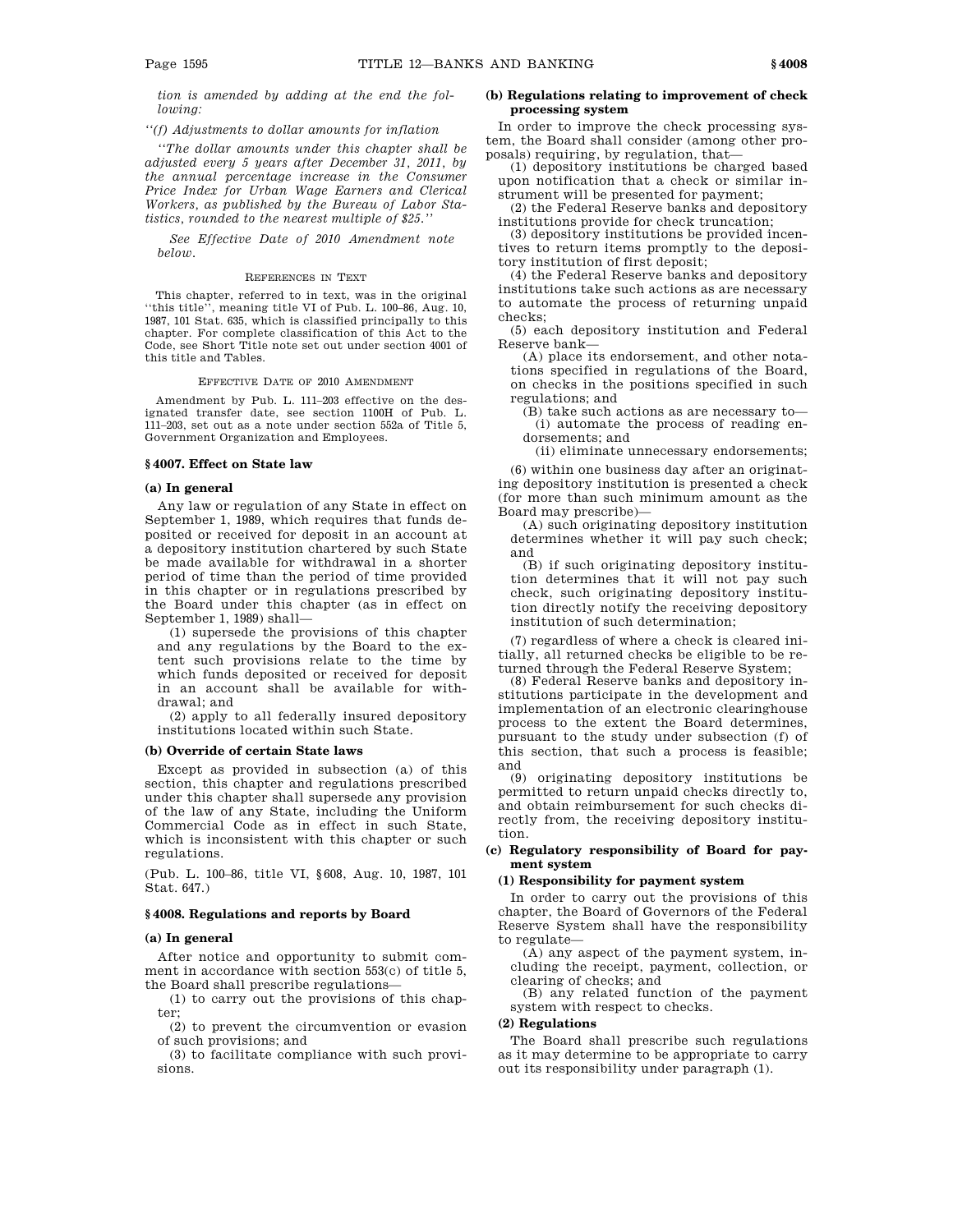*tion is amended by adding at the end the following:*

*''(f) Adjustments to dollar amounts for inflation*

*''The dollar amounts under this chapter shall be adjusted every 5 years after December 31, 2011, by the annual percentage increase in the Consumer Price Index for Urban Wage Earners and Clerical Workers, as published by the Bureau of Labor Statistics, rounded to the nearest multiple of $25.''*

*See Effective Date of 2010 Amendment note below.*

REFERENCES IN TEXT

This chapter, referred to in text, was in the original ''this title'', meaning title VI of Pub. L. 100–86, Aug. 10, 1987, 101 Stat. 635, which is classified principally to this chapter. For complete classification of this Act to the Code, see Short Title note set out under section 4001 of this title and Tables.

EFFECTIVE DATE OF 2010 AMENDMENT

Amendment by Pub. L. 111–203 effective on the designated transfer date, see section 1100H of Pub. L. 111–203, set out as a note under section 552a of Title 5, Government Organization and Employees.

## § 4007. Effect on State law

### (a) In general

Any law or regulation of any State in effect on September 1, 1989, which requires that funds deposited or received for deposit in an account at a depository institution chartered by such State be made available for withdrawal in a shorter period of time than the period of time provided in this chapter or in regulations prescribed by the Board under this chapter (as in effect on September 1, 1989) shall—

(1) supersede the provisions of this chapter and any regulations by the Board to the extent such provisions relate to the time by which funds deposited or received for deposit in an account shall be available for withdrawal; and

(2) apply to all federally insured depository institutions located within such State.

### (b) Override of certain State laws

Except as provided in subsection (a) of this section, this chapter and regulations prescribed under this chapter shall supersede any provision of the law of any State, including the Uniform Commercial Code as in effect in such State, which is inconsistent with this chapter or such regulations.

(Pub. L. 100–86, title VI, §608, Aug. 10, 1987, 101 Stat. 647.)

## § 4008. Regulations and reports by Board

### (a) In general

After notice and opportunity to submit comment in accordance with section 553(c) of title 5, the Board shall prescribe regulations—

(1) to carry out the provisions of this chapter;

(2) to prevent the circumvention or evasion of such provisions; and

(3) to facilitate compliance with such provisions.

### (b) Regulations relating to improvement of check processing system

In order to improve the check processing system, the Board shall consider (among other proposals) requiring, by regulation, that—

(1) depository institutions be charged based upon notification that a check or similar instrument will be presented for payment;

(2) the Federal Reserve banks and depository institutions provide for check truncation;

(3) depository institutions be provided incentives to return items promptly to the depository institution of first deposit;

(4) the Federal Reserve banks and depository institutions take such actions as are necessary to automate the process of returning unpaid checks;

(5) each depository institution and Federal Reserve bank—

(A) place its endorsement, and other notations specified in regulations of the Board, on checks in the positions specified in such regulations; and

(B) take such actions as are necessary to—

(i) automate the process of reading endorsements; and

(ii) eliminate unnecessary endorsements;

(6) within one business day after an originating depository institution is presented a check (for more than such minimum amount as the Board may prescribe)—

(A) such originating depository institution determines whether it will pay such check; and

(B) if such originating depository institution determines that it will not pay such check, such originating depository institution directly notify the receiving depository institution of such determination;

(7) regardless of where a check is cleared initially, all returned checks be eligible to be returned through the Federal Reserve System;

(8) Federal Reserve banks and depository institutions participate in the development and implementation of an electronic clearinghouse process to the extent the Board determines, pursuant to the study under subsection (f) of this section, that such a process is feasible; and

(9) originating depository institutions be permitted to return unpaid checks directly to, and obtain reimbursement for such checks directly from, the receiving depository institution.

### (c) Regulatory responsibility of Board for payment system

#### (1) Responsibility for payment system

In order to carry out the provisions of this chapter, the Board of Governors of the Federal Reserve System shall have the responsibility to regulate—

(A) any aspect of the payment system, including the receipt, payment, collection, or clearing of checks; and

(B) any related function of the payment system with respect to checks.

#### (2) Regulations

The Board shall prescribe such regulations as it may determine to be appropriate to carry out its responsibility under paragraph (1).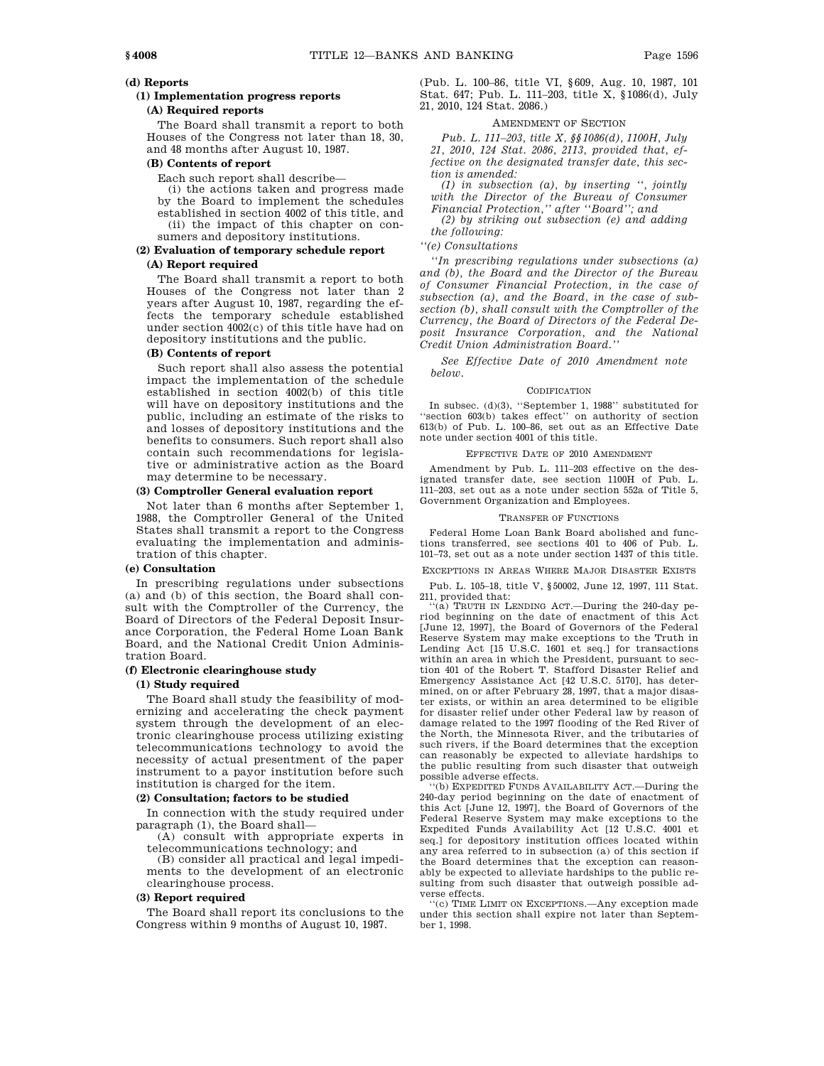### (d) Reports

#### (1) Implementation progress reports

##### (A) Required reports

The Board shall transmit a report to both Houses of the Congress not later than 18, 30, and 48 months after August 10, 1987.

##### (B) Contents of report

Each such report shall describe—

(i) the actions taken and progress made by the Board to implement the schedules established in section 4002 of this title, and

(ii) the impact of this chapter on consumers and depository institutions.

#### (2) Evaluation of temporary schedule report

##### (A) Report required

The Board shall transmit a report to both Houses of the Congress not later than 2 years after August 10, 1987, regarding the effects the temporary schedule established under section 4002(c) of this title have had on depository institutions and the public.

##### (B) Contents of report

Such report shall also assess the potential impact the implementation of the schedule established in section 4002(b) of this title will have on depository institutions and the public, including an estimate of the risks to and losses of depository institutions and the benefits to consumers. Such report shall also contain such recommendations for legislative or administrative action as the Board may determine to be necessary.

#### (3) Comptroller General evaluation report

Not later than 6 months after September 1, 1988, the Comptroller General of the United States shall transmit a report to the Congress evaluating the implementation and administration of this chapter.

### (e) Consultation

In prescribing regulations under subsections (a) and (b) of this section, the Board shall consult with the Comptroller of the Currency, the Board of Directors of the Federal Deposit Insurance Corporation, the Federal Home Loan Bank Board, and the National Credit Union Administration Board.

### (f) Electronic clearinghouse study

#### (1) Study required

The Board shall study the feasibility of modernizing and accelerating the check payment system through the development of an electronic clearinghouse process utilizing existing telecommunications technology to avoid the necessity of actual presentment of the paper instrument to a payor institution before such institution is charged for the item.

#### (2) Consultation; factors to be studied

In connection with the study required under paragraph (1), the Board shall—

(A) consult with appropriate experts in telecommunications technology; and

(B) consider all practical and legal impediments to the development of an electronic clearinghouse process.

#### (3) Report required

The Board shall report its conclusions to the Congress within 9 months of August 10, 1987.

(Pub. L. 100–86, title VI, §609, Aug. 10, 1987, 101 Stat. 647; Pub. L. 111–203, title X, §1086(d), July 21, 2010, 124 Stat. 2086.)

AMENDMENT OF SECTION

*Pub. L. 111–203, title X, §§1086(d), 1100H, July 21, 2010, 124 Stat. 2086, 2113, provided that, effective on the designated transfer date, this section is amended:*

*(1) in subsection (a), by inserting '', jointly with the Director of the Bureau of Consumer Financial Protection,'' after ''Board''; and*

*(2) by striking out subsection (e) and adding the following:*

*''(e) Consultations*

*''In prescribing regulations under subsections (a) and (b), the Board and the Director of the Bureau of Consumer Financial Protection, in the case of subsection (a), and the Board, in the case of subsection (b), shall consult with the Comptroller of the Currency, the Board of Directors of the Federal Deposit Insurance Corporation, and the National Credit Union Administration Board.''*

*See Effective Date of 2010 Amendment note below.*

CODIFICATION

In subsec. (d)(3), ''September 1, 1988'' substituted for ''section 603(b) takes effect'' on authority of section 613(b) of Pub. L. 100–86, set out as an Effective Date note under section 4001 of this title.

EFFECTIVE DATE OF 2010 AMENDMENT

Amendment by Pub. L. 111–203 effective on the designated transfer date, see section 1100H of Pub. L. 111–203, set out as a note under section 552a of Title 5, Government Organization and Employees.

TRANSFER OF FUNCTIONS

Federal Home Loan Bank Board abolished and functions transferred, see sections 401 to 406 of Pub. L. 101–73, set out as a note under section 1437 of this title.

EXCEPTIONS IN AREAS WHERE MAJOR DISASTER EXISTS

Pub. L. 105–18, title V, §50002, June 12, 1997, 111 Stat. 211, provided that:

''(a) TRUTH IN LENDING ACT.—During the 240-day period beginning on the date of enactment of this Act [June 12, 1997], the Board of Governors of the Federal Reserve System may make exceptions to the Truth in Lending Act [15 U.S.C. 1601 et seq.] for transactions within an area in which the President, pursuant to section 401 of the Robert T. Stafford Disaster Relief and Emergency Assistance Act [42 U.S.C. 5170], has determined, on or after February 28, 1997, that a major disaster exists, or within an area determined to be eligible for disaster relief under other Federal law by reason of damage related to the 1997 flooding of the Red River of the North, the Minnesota River, and the tributaries of such rivers, if the Board determines that the exception can reasonably be expected to alleviate hardships to the public resulting from such disaster that outweigh possible adverse effects.

''(b) EXPEDITED FUNDS AVAILABILITY ACT.—During the 240-day period beginning on the date of enactment of this Act [June 12, 1997], the Board of Governors of the Federal Reserve System may make exceptions to the Expedited Funds Availability Act [12 U.S.C. 4001 et seq.] for depository institution offices located within any area referred to in subsection (a) of this section if the Board determines that the exception can reasonably be expected to alleviate hardships to the public resulting from such disaster that outweigh possible adverse effects.

''(c) TIME LIMIT ON EXCEPTIONS.—Any exception made under this section shall expire not later than September 1, 1998.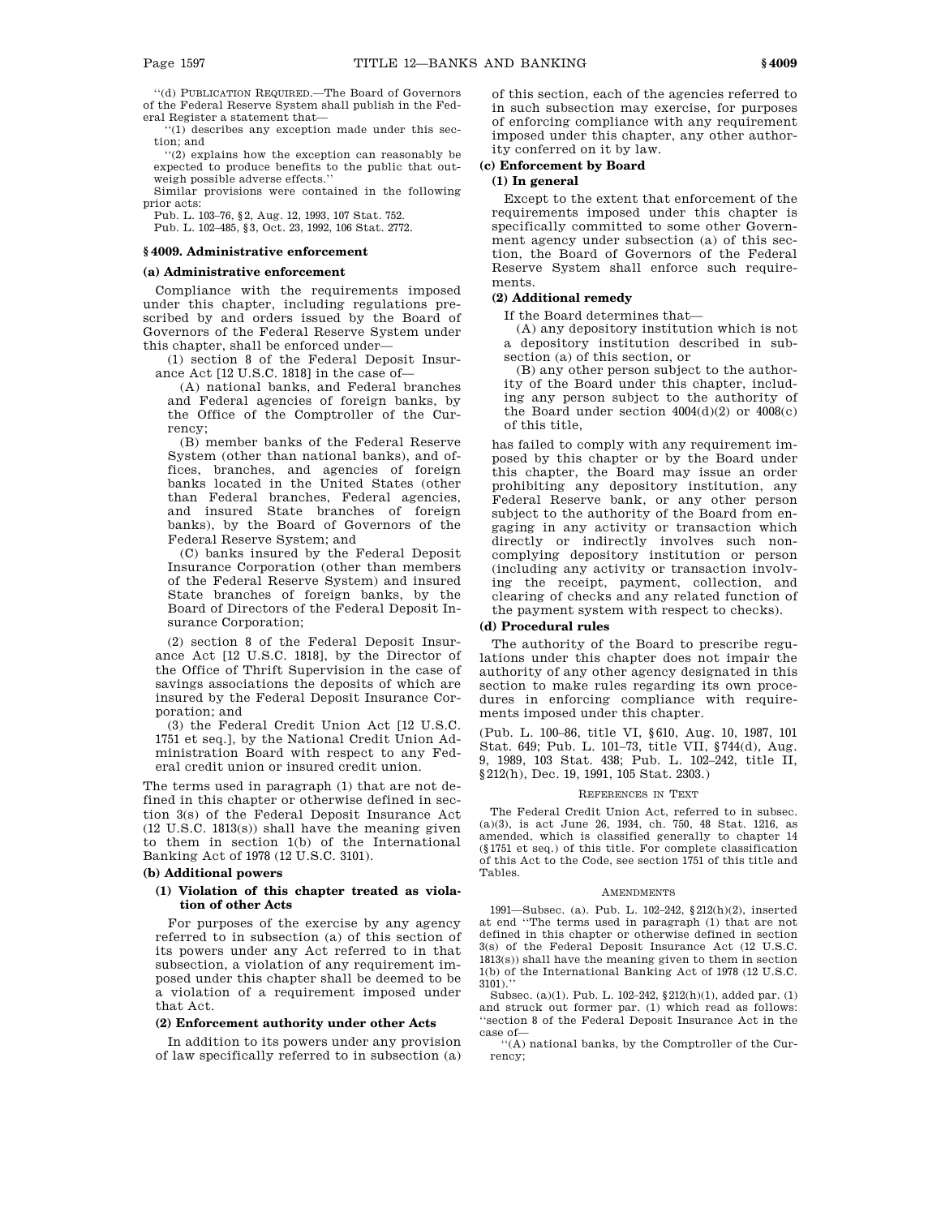"(d) PUBLICATION REQUIRED.—The Board of Governors of the Federal Reserve System shall publish in the Federal Register a statement that—

"(1) describes any exception made under this section; and

"(2) explains how the exception can reasonably be expected to produce benefits to the public that outweigh possible adverse effects."

Similar provisions were contained in the following prior acts:

Pub. L. 103–76, §2, Aug. 12, 1993, 107 Stat. 752.

Pub. L. 102–485, §3, Oct. 23, 1992, 106 Stat. 2772.

## §4009. Administrative enforcement

### (a) Administrative enforcement

Compliance with the requirements imposed under this chapter, including regulations prescribed by and orders issued by the Board of Governors of the Federal Reserve System under this chapter, shall be enforced under—

(1) section 8 of the Federal Deposit Insurance Act [12 U.S.C. 1818] in the case of—

(A) national banks, and Federal branches and Federal agencies of foreign banks, by the Office of the Comptroller of the Currency;

(B) member banks of the Federal Reserve System (other than national banks), and offices, branches, and agencies of foreign banks located in the United States (other than Federal branches, Federal agencies, and insured State branches of foreign banks), by the Board of Governors of the Federal Reserve System; and

(C) banks insured by the Federal Deposit Insurance Corporation (other than members of the Federal Reserve System) and insured State branches of foreign banks, by the Board of Directors of the Federal Deposit Insurance Corporation;

(2) section 8 of the Federal Deposit Insurance Act [12 U.S.C. 1818], by the Director of the Office of Thrift Supervision in the case of savings associations the deposits of which are insured by the Federal Deposit Insurance Corporation; and

(3) the Federal Credit Union Act [12 U.S.C. 1751 et seq.], by the National Credit Union Administration Board with respect to any Federal credit union or insured credit union.

The terms used in paragraph (1) that are not defined in this chapter or otherwise defined in section 3(s) of the Federal Deposit Insurance Act (12 U.S.C. 1813(s)) shall have the meaning given to them in section 1(b) of the International Banking Act of 1978 (12 U.S.C. 3101).

### (b) Additional powers

#### (1) Violation of this chapter treated as violation of other Acts

For purposes of the exercise by any agency referred to in subsection (a) of this section of its powers under any Act referred to in that subsection, a violation of any requirement imposed under this chapter shall be deemed to be a violation of a requirement imposed under that Act.

#### (2) Enforcement authority under other Acts

In addition to its powers under any provision of law specifically referred to in subsection (a) of this section, each of the agencies referred to in such subsection may exercise, for purposes of enforcing compliance with any requirement imposed under this chapter, any other authority conferred on it by law.

### (c) Enforcement by Board

#### (1) In general

Except to the extent that enforcement of the requirements imposed under this chapter is specifically committed to some other Government agency under subsection (a) of this section, the Board of Governors of the Federal Reserve System shall enforce such requirements.

#### (2) Additional remedy

If the Board determines that—

(A) any depository institution which is not a depository institution described in subsection (a) of this section, or

(B) any other person subject to the authority of the Board under this chapter, including any person subject to the authority of the Board under section 4004(d)(2) or 4008(c) of this title,

has failed to comply with any requirement imposed by this chapter or by the Board under this chapter, the Board may issue an order prohibiting any depository institution, any Federal Reserve bank, or any other person subject to the authority of the Board from engaging in any activity or transaction which directly or indirectly involves such noncomplying depository institution or person (including any activity or transaction involving the receipt, payment, collection, and clearing of checks and any related function of the payment system with respect to checks).

### (d) Procedural rules

The authority of the Board to prescribe regulations under this chapter does not impair the authority of any other agency designated in this section to make rules regarding its own procedures in enforcing compliance with requirements imposed under this chapter.

(Pub. L. 100–86, title VI, §610, Aug. 10, 1987, 101 Stat. 649; Pub. L. 101–73, title VII, §744(d), Aug. 9, 1989, 103 Stat. 438; Pub. L. 102–242, title II, §212(h), Dec. 19, 1991, 105 Stat. 2303.)

REFERENCES IN TEXT

The Federal Credit Union Act, referred to in subsec. (a)(3), is act June 26, 1934, ch. 750, 48 Stat. 1216, as amended, which is classified generally to chapter 14 (§1751 et seq.) of this title. For complete classification of this Act to the Code, see section 1751 of this title and Tables.

AMENDMENTS

1991—Subsec. (a). Pub. L. 102–242, §212(h)(2), inserted at end "The terms used in paragraph (1) that are not defined in this chapter or otherwise defined in section 3(s) of the Federal Deposit Insurance Act (12 U.S.C. 1813(s)) shall have the meaning given to them in section 1(b) of the International Banking Act of 1978 (12 U.S.C. 3101)."

Subsec. (a)(1). Pub. L. 102–242, §212(h)(1), added par. (1) and struck out former par. (1) which read as follows: "section 8 of the Federal Deposit Insurance Act in the case of—

"(A) national banks, by the Comptroller of the Currency;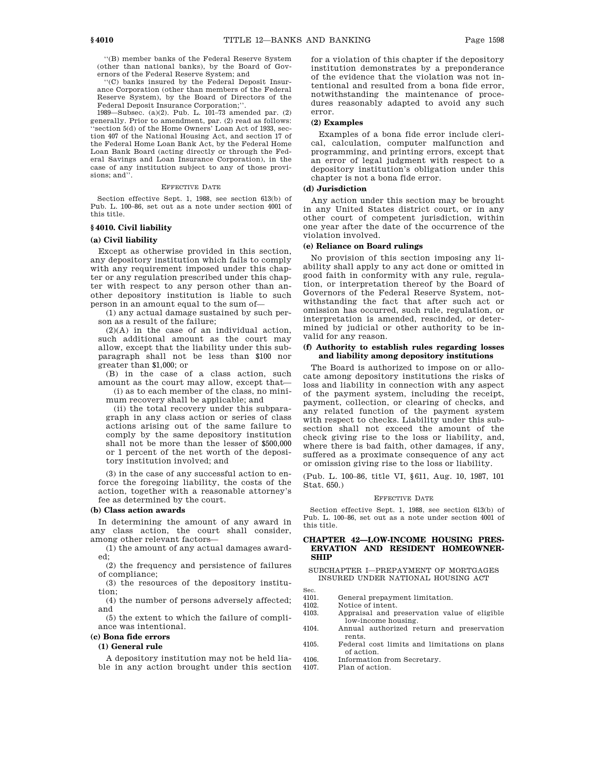"(B) member banks of the Federal Reserve System (other than national banks), by the Board of Governors of the Federal Reserve System; and

"(C) banks insured by the Federal Deposit Insurance Corporation (other than members of the Federal Reserve System), by the Board of Directors of the Federal Deposit Insurance Corporation;".

1989—Subsec. (a)(2). Pub. L. 101–73 amended par. (2) generally. Prior to amendment, par. (2) read as follows: "section 5(d) of the Home Owners' Loan Act of 1933, section 407 of the National Housing Act, and section 17 of the Federal Home Loan Bank Act, by the Federal Home Loan Bank Board (acting directly or through the Federal Savings and Loan Insurance Corporation), in the case of any institution subject to any of those provisions; and".

EFFECTIVE DATE

Section effective Sept. 1, 1988, see section 613(b) of Pub. L. 100–86, set out as a note under section 4001 of this title.

## § 4010. Civil liability

### (a) Civil liability

Except as otherwise provided in this section, any depository institution which fails to comply with any requirement imposed under this chapter or any regulation prescribed under this chapter with respect to any person other than another depository institution is liable to such person in an amount equal to the sum of—

(1) any actual damage sustained by such person as a result of the failure;

(2)(A) in the case of an individual action, such additional amount as the court may allow, except that the liability under this subparagraph shall not be less than $100 nor greater than $1,000; or

(B) in the case of a class action, such amount as the court may allow, except that—

(i) as to each member of the class, no minimum recovery shall be applicable; and

(ii) the total recovery under this subparagraph in any class action or series of class actions arising out of the same failure to comply by the same depository institution shall not be more than the lesser of $500,000 or 1 percent of the net worth of the depository institution involved; and

(3) in the case of any successful action to enforce the foregoing liability, the costs of the action, together with a reasonable attorney's fee as determined by the court.

### (b) Class action awards

In determining the amount of any award in any class action, the court shall consider, among other relevant factors—

(1) the amount of any actual damages awarded;

(2) the frequency and persistence of failures of compliance;

(3) the resources of the depository institution;

(4) the number of persons adversely affected; and

(5) the extent to which the failure of compliance was intentional.

### (c) Bona fide errors

#### (1) General rule

A depository institution may not be held liable in any action brought under this section for a violation of this chapter if the depository institution demonstrates by a preponderance of the evidence that the violation was not intentional and resulted from a bona fide error, notwithstanding the maintenance of procedures reasonably adapted to avoid any such error.

#### (2) Examples

Examples of a bona fide error include clerical, calculation, computer malfunction and programming, and printing errors, except that an error of legal judgment with respect to a depository institution's obligation under this chapter is not a bona fide error.

### (d) Jurisdiction

Any action under this section may be brought in any United States district court, or in any other court of competent jurisdiction, within one year after the date of the occurrence of the violation involved.

### (e) Reliance on Board rulings

No provision of this section imposing any liability shall apply to any act done or omitted in good faith in conformity with any rule, regulation, or interpretation thereof by the Board of Governors of the Federal Reserve System, notwithstanding the fact that after such act or omission has occurred, such rule, regulation, or interpretation is amended, rescinded, or determined by judicial or other authority to be invalid for any reason.

### (f) Authority to establish rules regarding losses and liability among depository institutions

The Board is authorized to impose on or allocate among depository institutions the risks of loss and liability in connection with any aspect of the payment system, including the receipt, payment, collection, or clearing of checks, and any related function of the payment system with respect to checks. Liability under this subsection shall not exceed the amount of the check giving rise to the loss or liability, and, where there is bad faith, other damages, if any, suffered as a proximate consequence of any act or omission giving rise to the loss or liability.

(Pub. L. 100–86, title VI, §611, Aug. 10, 1987, 101 Stat. 650.)

EFFECTIVE DATE

Section effective Sept. 1, 1988, see section 613(b) of Pub. L. 100–86, set out as a note under section 4001 of this title.

# CHAPTER 42—LOW-INCOME HOUSING PRESERVATION AND RESIDENT HOMEOWNERSHIP

## SUBCHAPTER I—PREPAYMENT OF MORTGAGES INSURED UNDER NATIONAL HOUSING ACT

| Sec. | |
|---|---|
| 4101. | General prepayment limitation. |
| 4102. | Notice of intent. |
| 4103. | Appraisal and preservation value of eligible low-income housing. |
| 4104. | Annual authorized return and preservation rents. |
| 4105. | Federal cost limits and limitations on plans of action. |
| 4106. | Information from Secretary. |
| 4107. | Plan of action. |